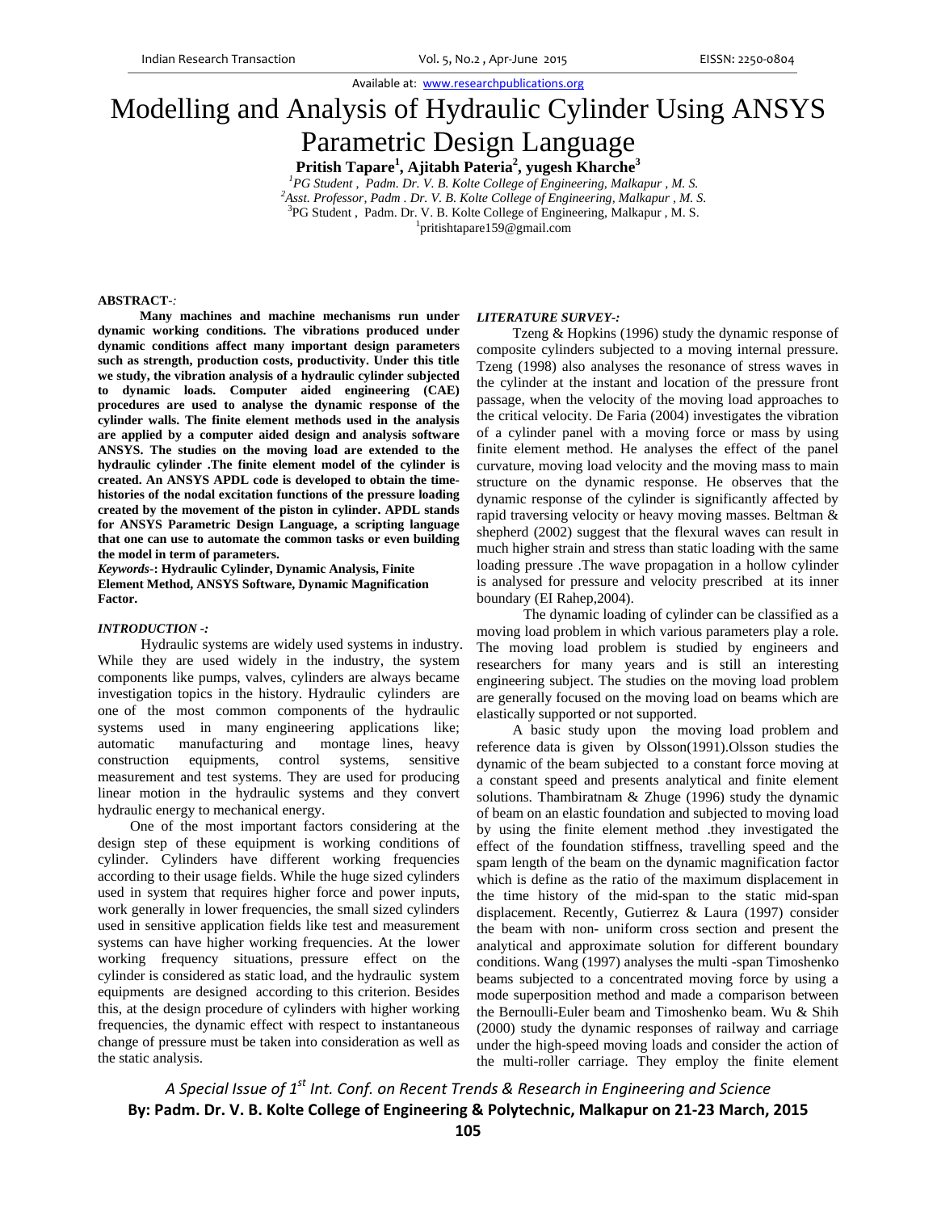Available at: www.researchpublications.org

# Modelling and Analysis of Hydraulic Cylinder Using ANSYS Parametric Design Language

**Pritish Tapare[1], Ajitabh Pateria[2], yugesh Kharche[3]**

[1]*PG Student , Padm. Dr. V. B. Kolte College of Engineering, Malkapur , M. S.*
[2]*Asst. Professor, Padm . Dr. V. B. Kolte College of Engineering, Malkapur , M. S.*
[3]PG Student , Padm. Dr. V. B. Kolte College of Engineering, Malkapur , M. S.
[1]pritishtapare159@gmail.com

**ABSTRACT**-*:*

**Many machines and machine mechanisms run under dynamic working conditions. The vibrations produced under dynamic conditions affect many important design parameters such as strength, production costs, productivity. Under this title we study, the vibration analysis of a hydraulic cylinder subjected to dynamic loads. Computer aided engineering (CAE) procedures are used to analyse the dynamic response of the cylinder walls. The finite element methods used in the analysis are applied by a computer aided design and analysis software ANSYS. The studies on the moving load are extended to the hydraulic cylinder .The finite element model of the cylinder is created. An ANSYS APDL code is developed to obtain the time-histories of the nodal excitation functions of the pressure loading created by the movement of the piston in cylinder. APDL stands for ANSYS Parametric Design Language, a scripting language that one can use to automate the common tasks or even building the model in term of parameters.**

***Keywords*-: Hydraulic Cylinder, Dynamic Analysis, Finite Element Method, ANSYS Software, Dynamic Magnification Factor.**

***INTRODUCTION -:***

Hydraulic systems are widely used systems in industry. While they are used widely in the industry, the system components like pumps, valves, cylinders are always became investigation topics in the history. Hydraulic cylinders are one of the most common components of the hydraulic systems used in many engineering applications like; automatic manufacturing and montage lines, heavy construction equipments, control systems, sensitive measurement and test systems. They are used for producing linear motion in the hydraulic systems and they convert hydraulic energy to mechanical energy.

One of the most important factors considering at the design step of these equipment is working conditions of cylinder. Cylinders have different working frequencies according to their usage fields. While the huge sized cylinders used in system that requires higher force and power inputs, work generally in lower frequencies, the small sized cylinders used in sensitive application fields like test and measurement systems can have higher working frequencies. At the lower working frequency situations, pressure effect on the cylinder is considered as static load, and the hydraulic system equipments are designed according to this criterion. Besides this, at the design procedure of cylinders with higher working frequencies, the dynamic effect with respect to instantaneous change of pressure must be taken into consideration as well as the static analysis.

***LITERATURE SURVEY-:***

Tzeng & Hopkins (1996) study the dynamic response of composite cylinders subjected to a moving internal pressure. Tzeng (1998) also analyses the resonance of stress waves in the cylinder at the instant and location of the pressure front passage, when the velocity of the moving load approaches to the critical velocity. De Faria (2004) investigates the vibration of a cylinder panel with a moving force or mass by using finite element method. He analyses the effect of the panel curvature, moving load velocity and the moving mass to main structure on the dynamic response. He observes that the dynamic response of the cylinder is significantly affected by rapid traversing velocity or heavy moving masses. Beltman & shepherd (2002) suggest that the flexural waves can result in much higher strain and stress than static loading with the same loading pressure .The wave propagation in a hollow cylinder is analysed for pressure and velocity prescribed at its inner boundary (EI Rahep,2004).

The dynamic loading of cylinder can be classified as a moving load problem in which various parameters play a role. The moving load problem is studied by engineers and researchers for many years and is still an interesting engineering subject. The studies on the moving load problem are generally focused on the moving load on beams which are elastically supported or not supported.

A basic study upon the moving load problem and reference data is given by Olsson(1991).Olsson studies the dynamic of the beam subjected to a constant force moving at a constant speed and presents analytical and finite element solutions. Thambiratnam & Zhuge (1996) study the dynamic of beam on an elastic foundation and subjected to moving load by using the finite element method .they investigated the effect of the foundation stiffness, travelling speed and the spam length of the beam on the dynamic magnification factor which is define as the ratio of the maximum displacement in the time history of the mid-span to the static mid-span displacement. Recently, Gutierrez & Laura (1997) consider the beam with non- uniform cross section and present the analytical and approximate solution for different boundary conditions. Wang (1997) analyses the multi -span Timoshenko beams subjected to a concentrated moving force by using a mode superposition method and made a comparison between the Bernoulli-Euler beam and Timoshenko beam. Wu & Shih (2000) study the dynamic responses of railway and carriage under the high-speed moving loads and consider the action of the multi-roller carriage. They employ the finite element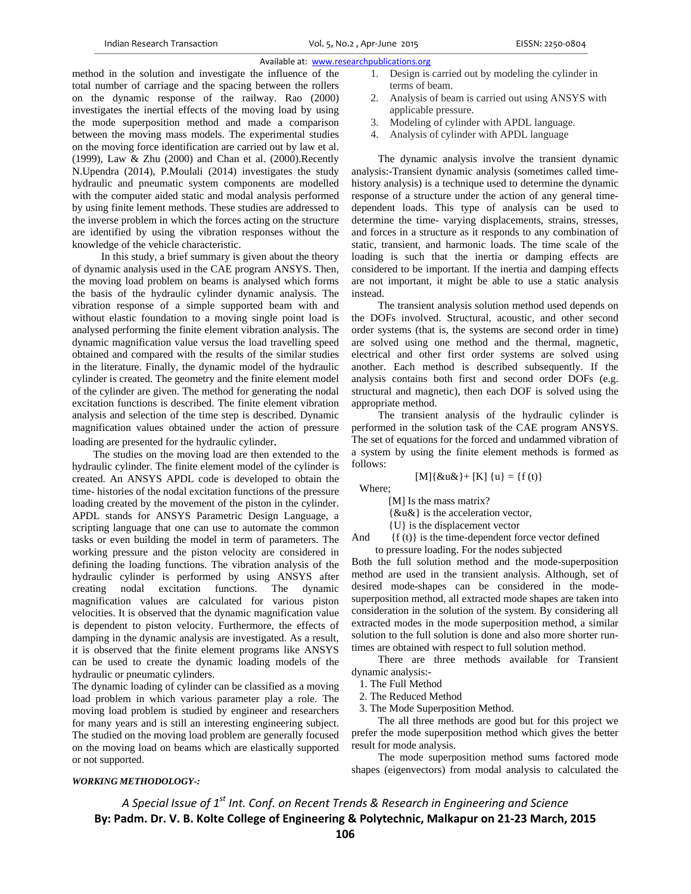method in the solution and investigate the influence of the total number of carriage and the spacing between the rollers on the dynamic response of the railway. Rao (2000) investigates the inertial effects of the moving load by using the mode superposition method and made a comparison between the moving mass models. The experimental studies on the moving force identification are carried out by law et al. (1999), Law & Zhu (2000) and Chan et al. (2000).Recently N.Upendra (2014), P.Moulali (2014) investigates the study hydraulic and pneumatic system components are modelled with the computer aided static and modal analysis performed by using finite lement methods. These studies are addressed to the inverse problem in which the forces acting on the structure are identified by using the vibration responses without the knowledge of the vehicle characteristic.

In this study, a brief summary is given about the theory of dynamic analysis used in the CAE program ANSYS. Then, the moving load problem on beams is analysed which forms the basis of the hydraulic cylinder dynamic analysis. The vibration response of a simple supported beam with and without elastic foundation to a moving single point load is analysed performing the finite element vibration analysis. The dynamic magnification value versus the load travelling speed obtained and compared with the results of the similar studies in the literature. Finally, the dynamic model of the hydraulic cylinder is created. The geometry and the finite element model of the cylinder are given. The method for generating the nodal excitation functions is described. The finite element vibration analysis and selection of the time step is described. Dynamic magnification values obtained under the action of pressure loading are presented for the hydraulic cylinder.

The studies on the moving load are then extended to the hydraulic cylinder. The finite element model of the cylinder is created. An ANSYS APDL code is developed to obtain the time- histories of the nodal excitation functions of the pressure loading created by the movement of the piston in the cylinder. APDL stands for ANSYS Parametric Design Language, a scripting language that one can use to automate the common tasks or even building the model in term of parameters. The working pressure and the piston velocity are considered in defining the loading functions. The vibration analysis of the hydraulic cylinder is performed by using ANSYS after creating nodal excitation functions. The dynamic magnification values are calculated for various piston velocities. It is observed that the dynamic magnification value is dependent to piston velocity. Furthermore, the effects of damping in the dynamic analysis are investigated. As a result, it is observed that the finite element programs like ANSYS can be used to create the dynamic loading models of the hydraulic or pneumatic cylinders.

The dynamic loading of cylinder can be classified as a moving load problem in which various parameter play a role. The moving load problem is studied by engineer and researchers for many years and is still an interesting engineering subject. The studied on the moving load problem are generally focused on the moving load on beams which are elastically supported or not supported.

***WORKING METHODOLOGY-:***

1. Design is carried out by modeling the cylinder in terms of beam.
2. Analysis of beam is carried out using ANSYS with applicable pressure.
3. Modeling of cylinder with APDL language.
4. Analysis of cylinder with APDL language

The dynamic analysis involve the transient dynamic analysis:-Transient dynamic analysis (sometimes called time-history analysis) is a technique used to determine the dynamic response of a structure under the action of any general time-dependent loads. This type of analysis can be used to determine the time- varying displacements, strains, stresses, and forces in a structure as it responds to any combination of static, transient, and harmonic loads. The time scale of the loading is such that the inertia or damping effects are considered to be important. If the inertia and damping effects are not important, it might be able to use a static analysis instead.

The transient analysis solution method used depends on the DOFs involved. Structural, acoustic, and other second order systems (that is, the systems are second order in time) are solved using one method and the thermal, magnetic, electrical and other first order systems are solved using another. Each method is described subsequently. If the analysis contains both first and second order DOFs (e.g. structural and magnetic), then each DOF is solved using the appropriate method.

The transient analysis of the hydraulic cylinder is performed in the solution task of the CAE program ANSYS. The set of equations for the forced and undammed vibration of a system by using the finite element methods is formed as follows:

$$[M]\{\ddot{u}\} + [K]\{u\} = \{f(t)\}$$

Where;

[M] Is the mass matrix?

$\{\ddot{u}\}$ is the acceleration vector,

{U} is the displacement vector

And {f (t)} is the time-dependent force vector defined to pressure loading. For the nodes subjected

Both the full solution method and the mode-superposition method are used in the transient analysis. Although, set of desired mode-shapes can be considered in the mode-superposition method, all extracted mode shapes are taken into consideration in the solution of the system. By considering all extracted modes in the mode superposition method, a similar solution to the full solution is done and also more shorter run-times are obtained with respect to full solution method.

There are three methods available for Transient dynamic analysis:-

1. The Full Method
2. The Reduced Method
3. The Mode Superposition Method.

The all three methods are good but for this project we prefer the mode superposition method which gives the better result for mode analysis.

The mode superposition method sums factored mode shapes (eigenvectors) from modal analysis to calculated the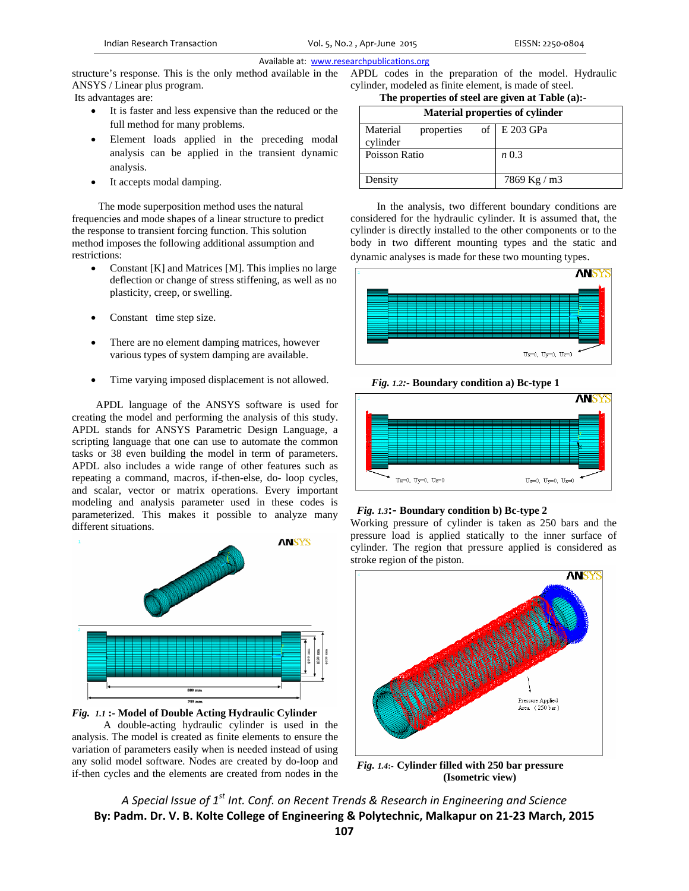structure's response. This is the only method available in the ANSYS / Linear plus program.

Its advantages are:

- It is faster and less expensive than the reduced or the full method for many problems.
- Element loads applied in the preceding modal analysis can be applied in the transient dynamic analysis.
- It accepts modal damping.

The mode superposition method uses the natural frequencies and mode shapes of a linear structure to predict the response to transient forcing function. This solution method imposes the following additional assumption and restrictions:

- Constant [K] and Matrices [M]. This implies no large deflection or change of stress stiffening, as well as no plasticity, creep, or swelling.
- Constant time step size.
- There are no element damping matrices, however various types of system damping are available.
- Time varying imposed displacement is not allowed.

APDL language of the ANSYS software is used for creating the model and performing the analysis of this study. APDL stands for ANSYS Parametric Design Language, a scripting language that one can use to automate the common tasks or 38 even building the model in term of parameters. APDL also includes a wide range of other features such as repeating a command, macros, if-then-else, do- loop cycles, and scalar, vector or matrix operations. Every important modeling and analysis parameter used in these codes is parameterized. This makes it possible to analyze many different situations.

*Fig. 1.1* **:- Model of Double Acting Hydraulic Cylinder**

A double-acting hydraulic cylinder is used in the analysis. The model is created as finite elements to ensure the variation of parameters easily when is needed instead of using any solid model software. Nodes are created by do-loop and if-then cycles and the elements are created from nodes in the APDL codes in the preparation of the model. Hydraulic cylinder, modeled as finite element, is made of steel.

**The properties of steel are given at Table (a):-**

| Material properties of cylinder | |
|---|---|
| Material properties of cylinder | E 203 GPa |
| Poisson Ratio | *n* 0.3 |
| Density | 7869 Kg / m3 |

In the analysis, two different boundary conditions are considered for the hydraulic cylinder. It is assumed that, the cylinder is directly installed to the other components or to the body in two different mounting types and the static and dynamic analyses is made for these two mounting types.

*Fig. 1.2:-* **Boundary condition a) Bc-type 1**

*Fig. 1.3*:- **Boundary condition b) Bc-type 2**

Working pressure of cylinder is taken as 250 bars and the pressure load is applied statically to the inner surface of cylinder. The region that pressure applied is considered as stroke region of the piston.

*Fig. 1.4*:- **Cylinder filled with 250 bar pressure (Isometric view)**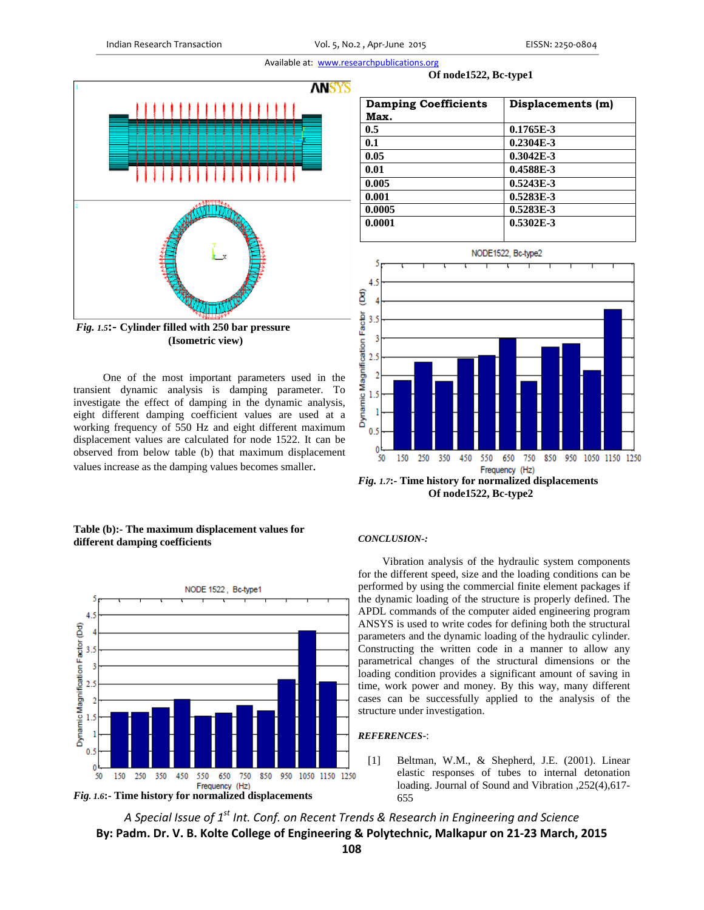*Fig. 1.5*:- Cylinder filled with 250 bar pressure (Isometric view)

One of the most important parameters used in the transient dynamic analysis is damping parameter. To investigate the effect of damping in the dynamic analysis, eight different damping coefficient values are used at a working frequency of 550 Hz and eight different maximum displacement values are calculated for node 1522. It can be observed from below table (b) that maximum displacement values increase as the damping values becomes smaller.

**Table (b):- The maximum displacement values for different damping coefficients**

| Damping Coefficients Max. | Displacements (m) |
|---|---|
| 0.5 | 0.1765E-3 |
| 0.1 | 0.2304E-3 |
| 0.05 | 0.3042E-3 |
| 0.01 | 0.4588E-3 |
| 0.005 | 0.5243E-3 |
| 0.001 | 0.5283E-3 |
| 0.0005 | 0.5283E-3 |
| 0.0001 | 0.5302E-3 |

*Fig. 1.6*:- Time history for normalized displacements Of node1522, Bc-type1

*Fig. 1.7*:- Time history for normalized displacements Of node1522, Bc-type2

***CONCLUSION-:***

Vibration analysis of the hydraulic system components for the different speed, size and the loading conditions can be performed by using the commercial finite element packages if the dynamic loading of the structure is properly defined. The APDL commands of the computer aided engineering program ANSYS is used to write codes for defining both the structural parameters and the dynamic loading of the hydraulic cylinder. Constructing the written code in a manner to allow any parametrical changes of the structural dimensions or the loading condition provides a significant amount of saving in time, work power and money. By this way, many different cases can be successfully applied to the analysis of the structure under investigation.

***REFERENCES-:***

[1] Beltman, W.M., & Shepherd, J.E. (2001). Linear elastic responses of tubes to internal detonation loading. Journal of Sound and Vibration ,252(4),617-655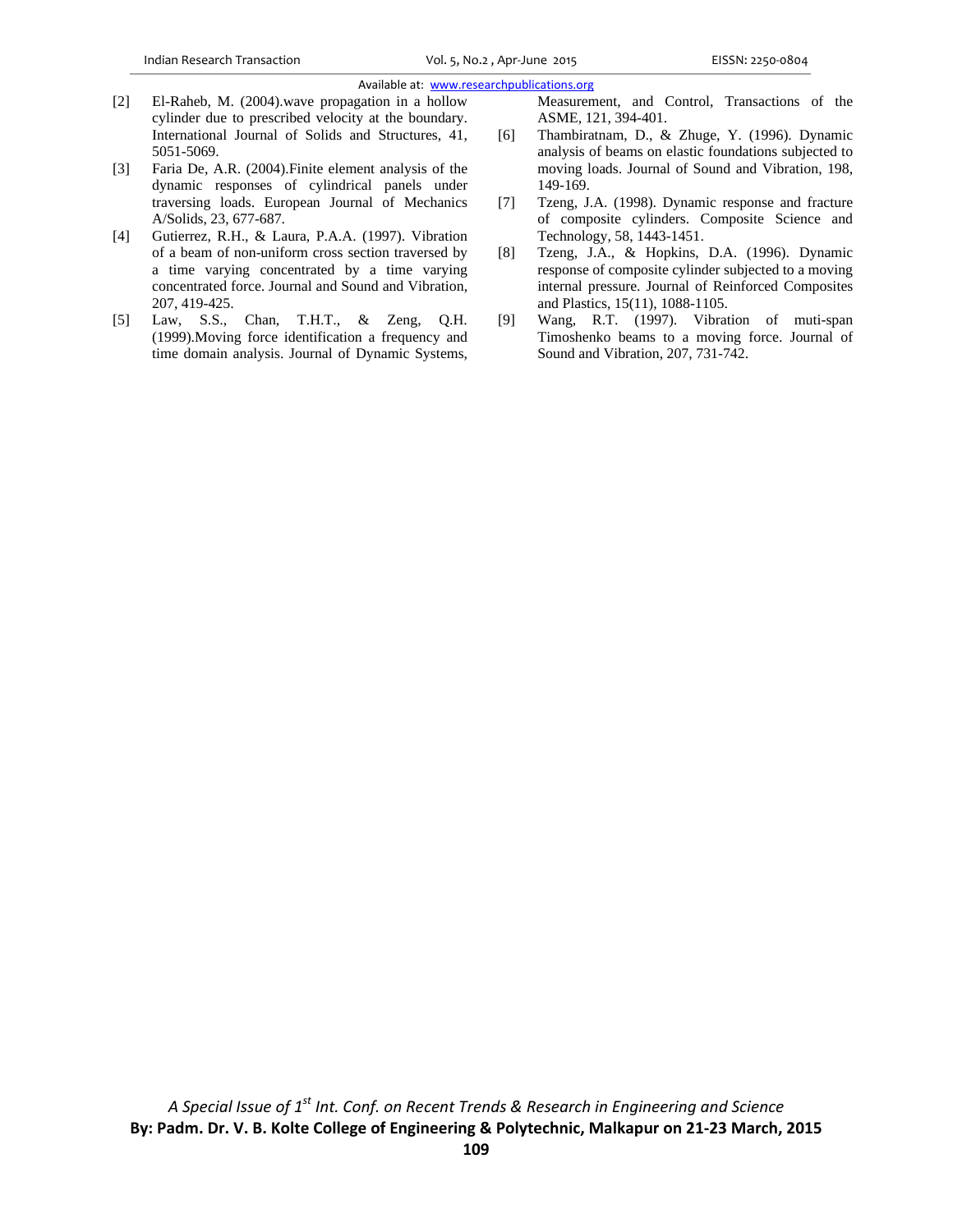[2] El-Raheb, M. (2004).wave propagation in a hollow cylinder due to prescribed velocity at the boundary. International Journal of Solids and Structures, 41, 5051-5069.

[3] Faria De, A.R. (2004).Finite element analysis of the dynamic responses of cylindrical panels under traversing loads. European Journal of Mechanics A/Solids, 23, 677-687.

[4] Gutierrez, R.H., & Laura, P.A.A. (1997). Vibration of a beam of non-uniform cross section traversed by a time varying concentrated by a time varying concentrated force. Journal and Sound and Vibration, 207, 419-425.

[5] Law, S.S., Chan, T.H.T., & Zeng, Q.H. (1999).Moving force identification a frequency and time domain analysis. Journal of Dynamic Systems, Measurement, and Control, Transactions of the ASME, 121, 394-401.

[6] Thambiratnam, D., & Zhuge, Y. (1996). Dynamic analysis of beams on elastic foundations subjected to moving loads. Journal of Sound and Vibration, 198, 149-169.

[7] Tzeng, J.A. (1998). Dynamic response and fracture of composite cylinders. Composite Science and Technology, 58, 1443-1451.

[8] Tzeng, J.A., & Hopkins, D.A. (1996). Dynamic response of composite cylinder subjected to a moving internal pressure. Journal of Reinforced Composites and Plastics, 15(11), 1088-1105.

[9] Wang, R.T. (1997). Vibration of muti-span Timoshenko beams to a moving force. Journal of Sound and Vibration, 207, 731-742.